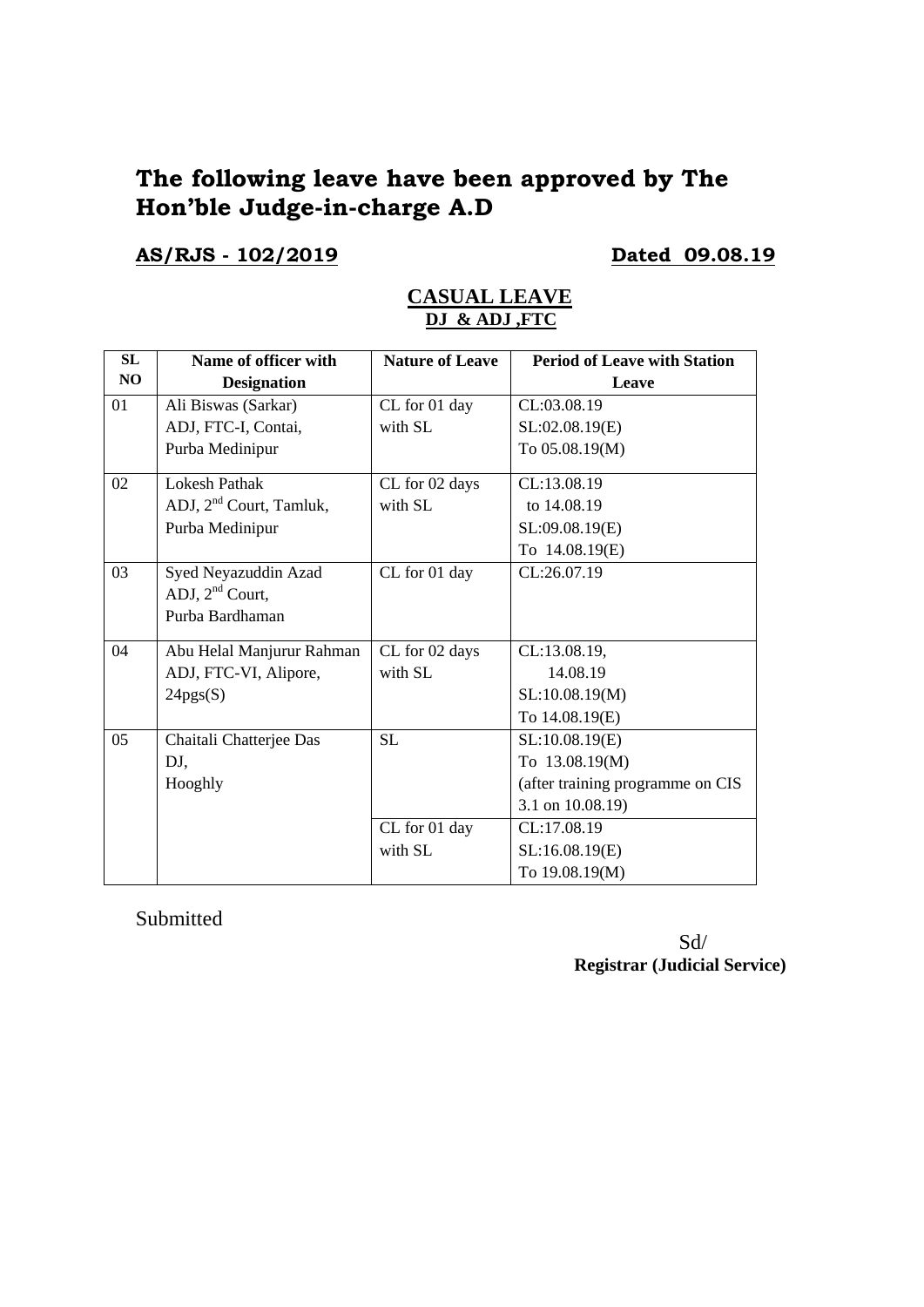# The following leave have been approved by The Hon'ble Judge-in-charge A.D

**AS/RJS - 102/2019** **Dated 09.08.19**

## CASUAL LEAVE

### DJ & ADJ ,FTC

| SL NO | Name of officer with Designation | Nature of Leave | Period of Leave with Station Leave |
|---|---|---|---|
| 01 | Ali Biswas (Sarkar)<br>ADJ, FTC-I, Contai,<br>Purba Medinipur | CL for 01 day with SL | CL:03.08.19<br>SL:02.08.19(E)<br>To 05.08.19(M) |
| 02 | Lokesh Pathak<br>ADJ, 2nd Court, Tamluk,<br>Purba Medinipur | CL for 02 days with SL | CL:13.08.19<br>to 14.08.19<br>SL:09.08.19(E)<br>To 14.08.19(E) |
| 03 | Syed Neyazuddin Azad<br>ADJ, 2nd Court,<br>Purba Bardhaman | CL for 01 day | CL:26.07.19 |
| 04 | Abu Helal Manjurur Rahman<br>ADJ, FTC-VI, Alipore,<br>24pgs(S) | CL for 02 days with SL | CL:13.08.19,<br>14.08.19<br>SL:10.08.19(M)<br>To 14.08.19(E) |
| 05 | Chaitali Chatterjee Das<br>DJ,<br>Hooghly | SL | SL:10.08.19(E)<br>To 13.08.19(M)<br>(after training programme on CIS 3.1 on 10.08.19) |
| | | CL for 01 day with SL | CL:17.08.19<br>SL:16.08.19(E)<br>To 19.08.19(M) |

Submitted

Sd/
**Registrar (Judicial Service)**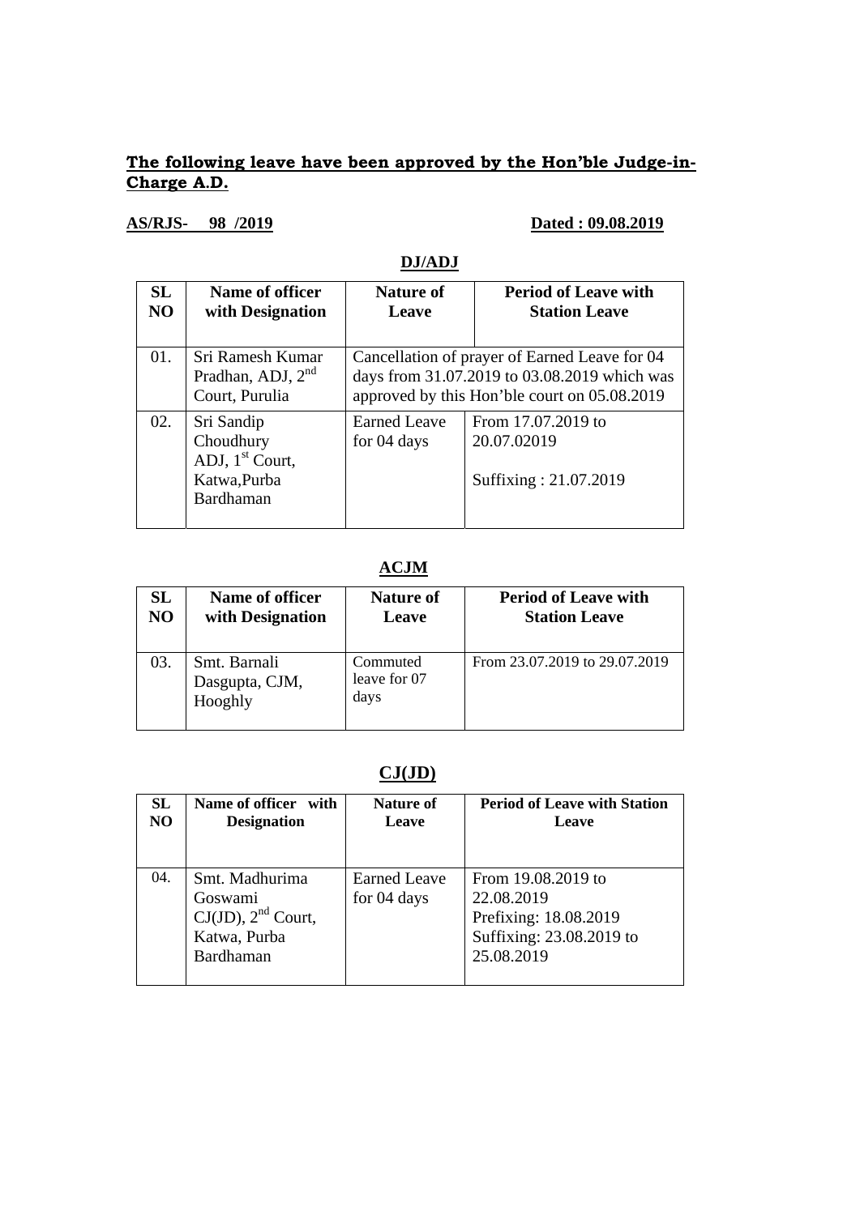**The following leave have been approved by the Hon'ble Judge-in-Charge A.D.**

**AS/RJS- 98 /2019** **Dated : 09.08.2019**

**DJ/ADJ**

| SL NO | Name of officer with Designation | Nature of Leave | Period of Leave with Station Leave |
|---|---|---|---|
| 01. | Sri Ramesh Kumar Pradhan, ADJ, 2nd Court, Purulia | Cancellation of prayer of Earned Leave for 04 days from 31.07.2019 to 03.08.2019 which was approved by this Hon'ble court on 05.08.2019 | |
| 02. | Sri Sandip Choudhury ADJ, 1st Court, Katwa,Purba Bardhaman | Earned Leave for 04 days | From 17.07.2019 to 20.07.02019<br><br>Suffixing : 21.07.2019 |

**ACJM**

| SL NO | Name of officer with Designation | Nature of Leave | Period of Leave with Station Leave |
|---|---|---|---|
| 03. | Smt. Barnali Dasgupta, CJM, Hooghly | Commuted leave for 07 days | From 23.07.2019 to 29.07.2019 |

**CJ(JD)**

| SL NO | Name of officer with Designation | Nature of Leave | Period of Leave with Station Leave |
|---|---|---|---|
| 04. | Smt. Madhurima Goswami CJ(JD), 2nd Court, Katwa, Purba Bardhaman | Earned Leave for 04 days | From 19.08.2019 to 22.08.2019<br>Prefixing: 18.08.2019<br>Suffixing: 23.08.2019 to 25.08.2019 |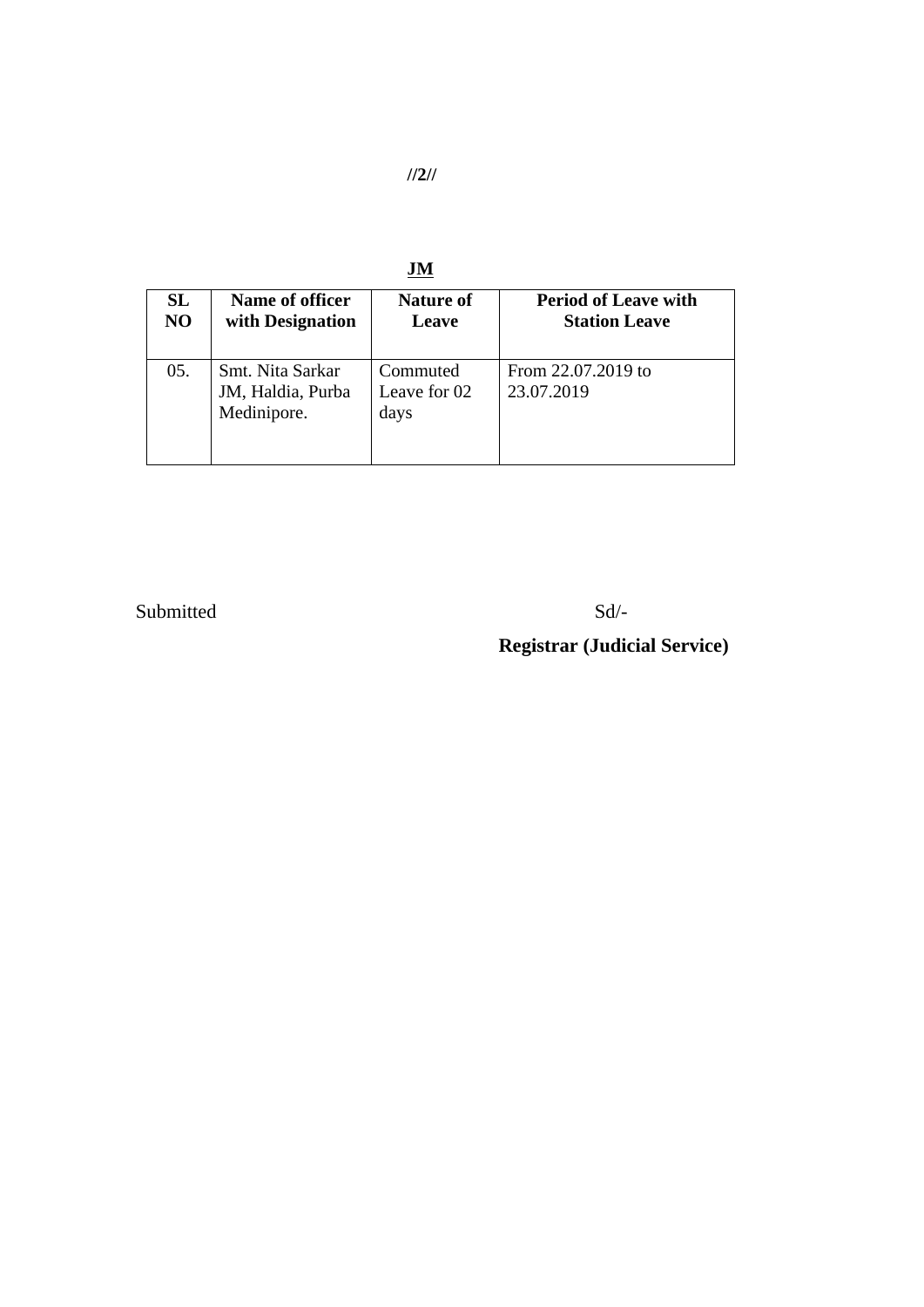//2//

**JM**

| SL NO | Name of officer with Designation | Nature of Leave | Period of Leave with Station Leave |
|---|---|---|---|
| 05. | Smt. Nita Sarkar JM, Haldia, Purba Medinipore. | Commuted Leave for 02 days | From 22.07.2019 to 23.07.2019 |

Submitted

Sd/-

**Registrar (Judicial Service)**